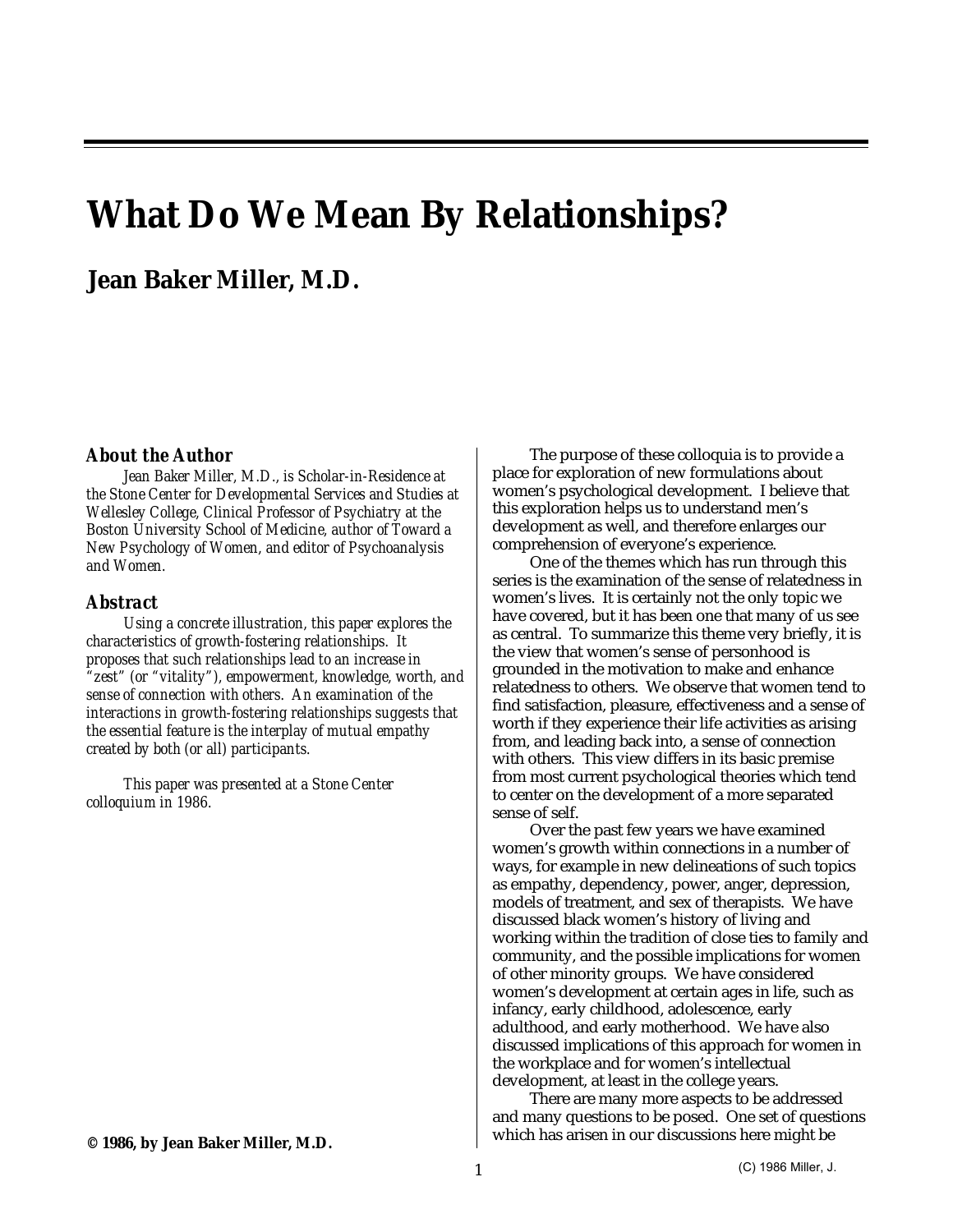# What Do We Mean By Relationships?

## Jean Baker Miller, M.D.

### About the Author

*Jean Baker Miller, M.D., is Scholar-in-Residence at the Stone Center for Developmental Services and Studies at Wellesley College, Clinical Professor of Psychiatry at the Boston University School of Medicine, author of Toward a New Psychology of Women, and editor of Psychoanalysis and Women.*

### Abstract

*Using a concrete illustration, this paper explores the characteristics of growth-fostering relationships. It proposes that such relationships lead to an increase in "zest" (or "vitality"), empowerment, knowledge, worth, and sense of connection with others. An examination of the interactions in growth-fostering relationships suggests that the essential feature is the interplay of mutual empathy created by both (or all) participants.*

*This paper was presented at a Stone Center colloquium in 1986.*

**© 1986, by Jean Baker Miller, M.D.**

The purpose of these colloquia is to provide a place for exploration of new formulations about women's psychological development. I believe that this exploration helps us to understand men's development as well, and therefore enlarges our comprehension of everyone's experience.

One of the themes which has run through this series is the examination of the sense of relatedness in women's lives. It is certainly not the only topic we have covered, but it has been one that many of us see as central. To summarize this theme very briefly, it is the view that women's sense of personhood is grounded in the motivation to make and enhance relatedness to others. We observe that women tend to find satisfaction, pleasure, effectiveness and a sense of worth if they experience their life activities as arising from, and leading back into, a sense of connection with others. This view differs in its basic premise from most current psychological theories which tend to center on the development of a more separated sense of self.

Over the past few years we have examined women's growth within connections in a number of ways, for example in new delineations of such topics as empathy, dependency, power, anger, depression, models of treatment, and sex of therapists. We have discussed black women's history of living and working within the tradition of close ties to family and community, and the possible implications for women of other minority groups. We have considered women's development at certain ages in life, such as infancy, early childhood, adolescence, early adulthood, and early motherhood. We have also discussed implications of this approach for women in the workplace and for women's intellectual development, at least in the college years.

There are many more aspects to be addressed and many questions to be posed. One set of questions which has arisen in our discussions here might be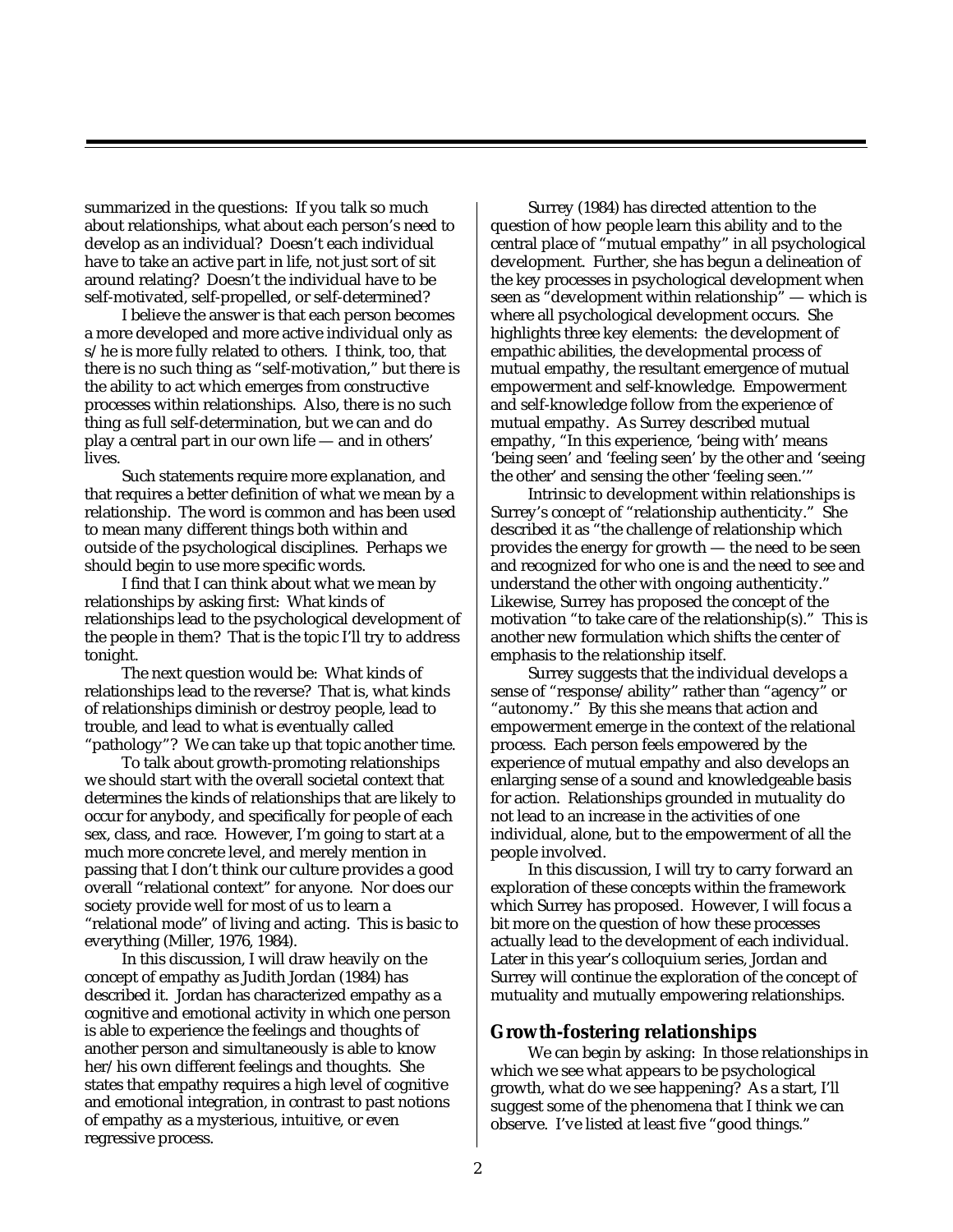summarized in the questions: If you talk so much about relationships, what about each person's need to develop as an individual? Doesn't each individual have to take an active part in life, not just sort of sit around relating? Doesn't the individual have to be self-motivated, self-propelled, or self-determined?

I believe the answer is that each person becomes a more developed and more active individual only as s/he is more fully related to others. I think, too, that there is no such thing as "self-motivation," but there is the ability to act which emerges from constructive processes within relationships. Also, there is no such thing as full self-determination, but we can and do play a central part in our own life — and in others' lives.

Such statements require more explanation, and that requires a better definition of what we mean by a relationship. The word is common and has been used to mean many different things both within and outside of the psychological disciplines. Perhaps we should begin to use more specific words.

I find that I can think about what we mean by relationships by asking first: What kinds of relationships lead to the psychological development of the people in them? That is the topic I'll try to address tonight.

The next question would be: What kinds of relationships lead to the reverse? That is, what kinds of relationships diminish or destroy people, lead to trouble, and lead to what is eventually called "pathology"? We can take up that topic another time.

To talk about growth-promoting relationships we should start with the overall societal context that determines the kinds of relationships that are likely to occur for anybody, and specifically for people of each sex, class, and race. However, I'm going to start at a much more concrete level, and merely mention in passing that I don't think our culture provides a good overall "relational context" for anyone. Nor does our society provide well for most of us to learn a "relational mode" of living and acting. This is basic to everything (Miller, 1976, 1984).

In this discussion, I will draw heavily on the concept of empathy as Judith Jordan (1984) has described it. Jordan has characterized empathy as a cognitive and emotional activity in which one person is able to experience the feelings and thoughts of another person and simultaneously is able to know her/his own different feelings and thoughts. She states that empathy requires a high level of cognitive and emotional integration, in contrast to past notions of empathy as a mysterious, intuitive, or even regressive process.

Surrey (1984) has directed attention to the question of how people learn this ability and to the central place of "mutual empathy" in all psychological development. Further, she has begun a delineation of the key processes in psychological development when seen as "development within relationship" — which is where all psychological development occurs. She highlights three key elements: the development of empathic abilities, the developmental process of mutual empathy, the resultant emergence of mutual empowerment and self-knowledge. Empowerment and self-knowledge follow from the experience of mutual empathy. As Surrey described mutual empathy, "In this experience, 'being with' means 'being seen' and 'feeling seen' by the other and 'seeing the other' and sensing the other 'feeling seen.'"

Intrinsic to development within relationships is Surrey's concept of "relationship authenticity." She described it as "the challenge of relationship which provides the energy for growth — the need to be seen and recognized for who one is and the need to see and understand the other with ongoing authenticity." Likewise, Surrey has proposed the concept of the motivation "to take care of the relationship(s)." This is another new formulation which shifts the center of emphasis to the relationship itself.

Surrey suggests that the individual develops a sense of "response/ability" rather than "agency" or "autonomy." By this she means that action and empowerment emerge in the context of the relational process. Each person feels empowered by the experience of mutual empathy and also develops an enlarging sense of a sound and knowledgeable basis for action. Relationships grounded in mutuality do not lead to an increase in the activities of one individual, alone, but to the empowerment of all the people involved.

In this discussion, I will try to carry forward an exploration of these concepts within the framework which Surrey has proposed. However, I will focus a bit more on the question of how these processes actually lead to the development of each individual. Later in this year's colloquium series, Jordan and Surrey will continue the exploration of the concept of mutuality and mutually empowering relationships.

## Growth-fostering relationships

We can begin by asking: In those relationships in which we see what appears to be psychological growth, what do we see happening? As a start, I'll suggest some of the phenomena that I think we can observe. I've listed at least five "good things."